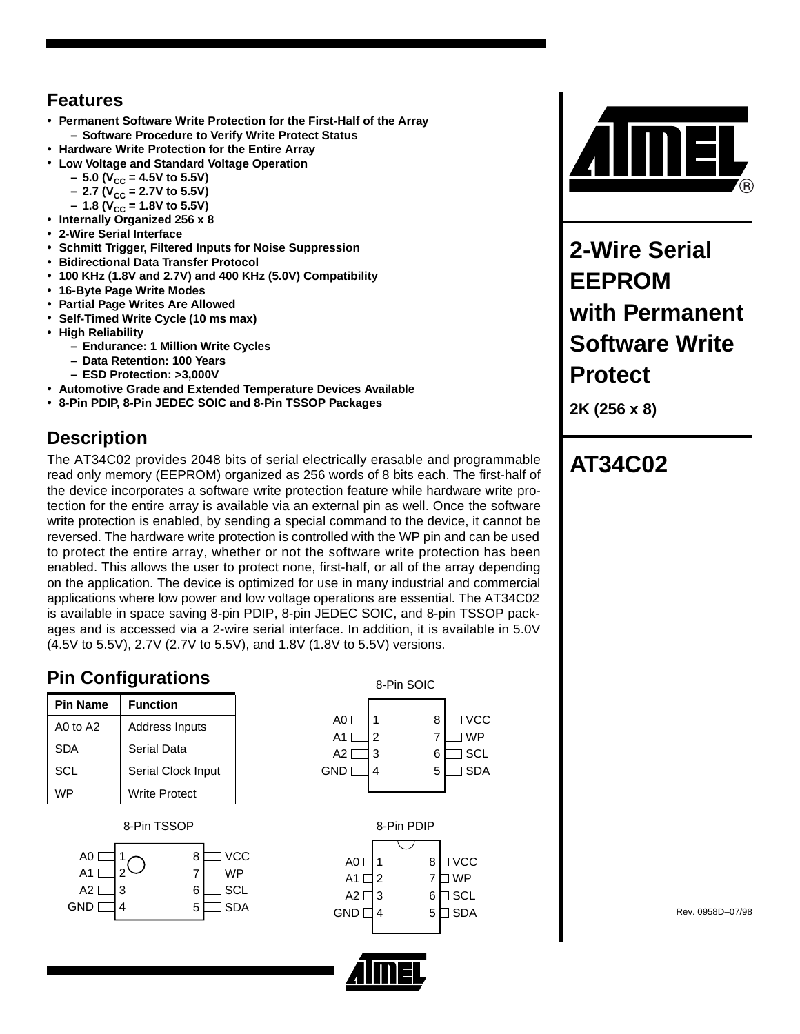## Features

- **Permanent Software Write Protection for the First-Half of the Array**
  - **Software Procedure to Verify Write Protect Status**
- **Hardware Write Protection for the Entire Array**
- **Low Voltage and Standard Voltage Operation**
  - **5.0 ($V_{CC}$ = 4.5V to 5.5V)**
  - **2.7 ($V_{CC}$ = 2.7V to 5.5V)**
  - **1.8 ($V_{CC}$ = 1.8V to 5.5V)**
- **Internally Organized 256 x 8**
- **2-Wire Serial Interface**
- **Schmitt Trigger, Filtered Inputs for Noise Suppression**
- **Bidirectional Data Transfer Protocol**
- **100 KHz (1.8V and 2.7V) and 400 KHz (5.0V) Compatibility**
- **16-Byte Page Write Modes**
- **Partial Page Writes Are Allowed**
- **Self-Timed Write Cycle (10 ms max)**
- **High Reliability**
  - **Endurance: 1 Million Write Cycles**
  - **Data Retention: 100 Years**
  - **ESD Protection: >3,000V**
- **Automotive Grade and Extended Temperature Devices Available**
- **8-Pin PDIP, 8-Pin JEDEC SOIC and 8-Pin TSSOP Packages**

# 2-Wire Serial EEPROM with Permanent Software Write Protect

**2K (256 x 8)**

# AT34C02

## Description

The AT34C02 provides 2048 bits of serial electrically erasable and programmable read only memory (EEPROM) organized as 256 words of 8 bits each. The first-half of the device incorporates a software write protection feature while hardware write protection for the entire array is available via an external pin as well. Once the software write protection is enabled, by sending a special command to the device, it cannot be reversed. The hardware write protection is controlled with the WP pin and can be used to protect the entire array, whether or not the software write protection has been enabled. This allows the user to protect none, first-half, or all of the array depending on the application. The device is optimized for use in many industrial and commercial applications where low power and low voltage operations are essential. The AT34C02 is available in space saving 8-pin PDIP, 8-pin JEDEC SOIC, and 8-pin TSSOP packages and is accessed via a 2-wire serial interface. In addition, it is available in 5.0V (4.5V to 5.5V), 2.7V (2.7V to 5.5V), and 1.8V (1.8V to 5.5V) versions.

## Pin Configurations

| Pin Name | Function |
|---|---|
| A0 to A2 | Address Inputs |
| SDA | Serial Data |
| SCL | Serial Clock Input |
| WP | Write Protect |

8-Pin SOIC

| Pin | Name | Pin | Name |
|---|---|---|---|
| 1 | A0 | 8 | VCC |
| 2 | A1 | 7 | WP |
| 3 | A2 | 6 | SCL |
| 4 | GND | 5 | SDA |

8-Pin TSSOP

| Pin | Name | Pin | Name |
|---|---|---|---|
| 1 | A0 | 8 | VCC |
| 2 | A1 | 7 | WP |
| 3 | A2 | 6 | SCL |
| 4 | GND | 5 | SDA |

8-Pin PDIP

| Pin | Name | Pin | Name |
|---|---|---|---|
| 1 | A0 | 8 | VCC |
| 2 | A1 | 7 | WP |
| 3 | A2 | 6 | SCL |
| 4 | GND | 5 | SDA |

Rev. 0958D–07/98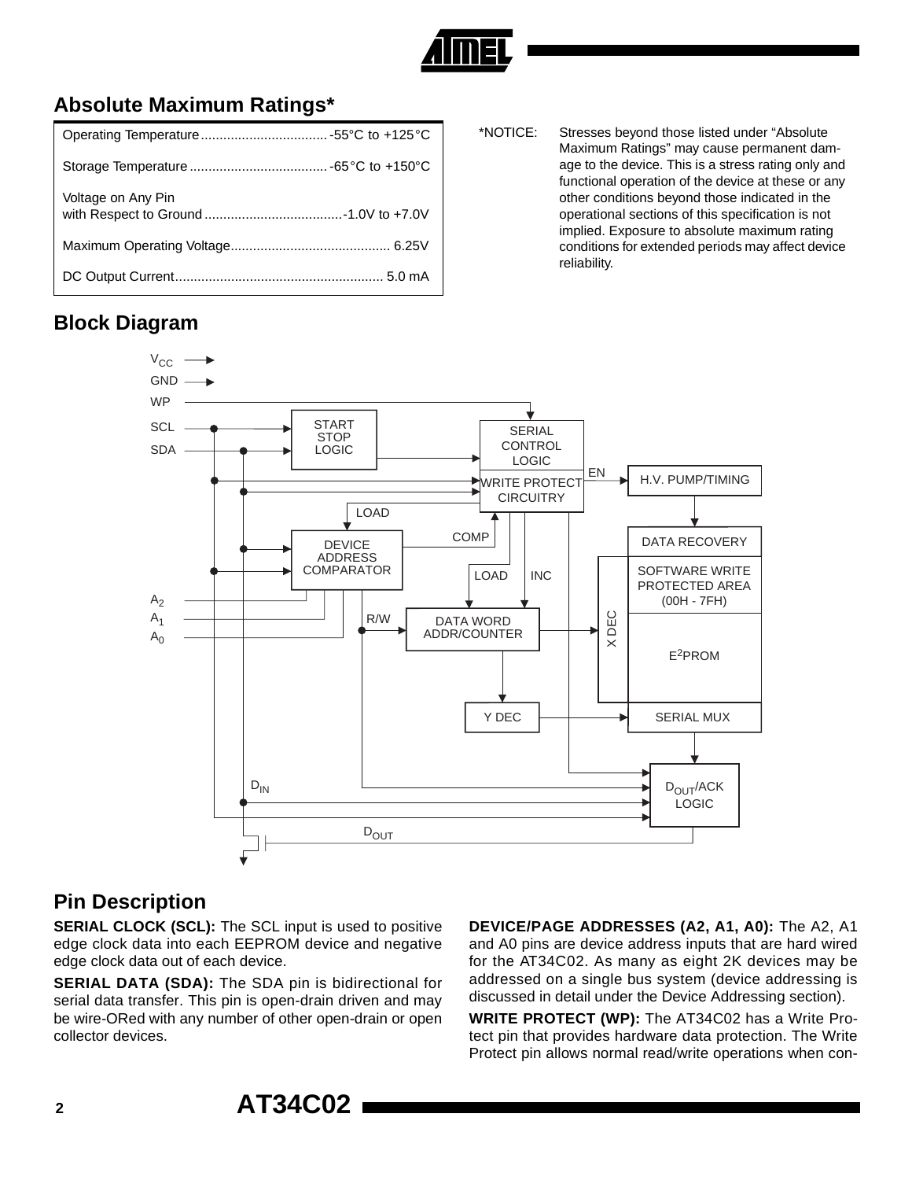## Absolute Maximum Ratings*

| | |
|---|---|
| Operating Temperature | -55°C to +125°C |
| Storage Temperature | -65°C to +150°C |
| Voltage on Any Pin with Respect to Ground | -1.0V to +7.0V |
| Maximum Operating Voltage | 6.25V |
| DC Output Current | 5.0 mA |

*NOTICE: Stresses beyond those listed under "Absolute Maximum Ratings" may cause permanent damage to the device. This is a stress rating only and functional operation of the device at these or any other conditions beyond those indicated in the operational sections of this specification is not implied. Exposure to absolute maximum rating conditions for extended periods may affect device reliability.

## Block Diagram

$V_{CC}$, GND, WP, SCL, SDA, START STOP LOGIC, SERIAL CONTROL LOGIC, EN, H.V. PUMP/TIMING, WRITE PROTECT CIRCUITRY, LOAD, COMP, DEVICE ADDRESS COMPARATOR, DATA RECOVERY, SOFTWARE WRITE PROTECTED AREA (00H - 7FH), LOAD, INC, $A_2$, $A_1$, $A_0$, R/W, DATA WORD ADDR/COUNTER, X DEC, $E^2$PROM, Y DEC, SERIAL MUX, $D_{IN}$, $D_{OUT}$/ACK LOGIC, $D_{OUT}$

## Pin Description

**SERIAL CLOCK (SCL):** The SCL input is used to positive edge clock data into each EEPROM device and negative edge clock data out of each device.

**SERIAL DATA (SDA):** The SDA pin is bidirectional for serial data transfer. This pin is open-drain driven and may be wire-ORed with any number of other open-drain or open collector devices.

**DEVICE/PAGE ADDRESSES (A2, A1, A0):** The A2, A1 and A0 pins are device address inputs that are hard wired for the AT34C02. As many as eight 2K devices may be addressed on a single bus system (device addressing is discussed in detail under the Device Addressing section).

**WRITE PROTECT (WP):** The AT34C02 has a Write Protect pin that provides hardware data protection. The Write Protect pin allows normal read/write operations when con-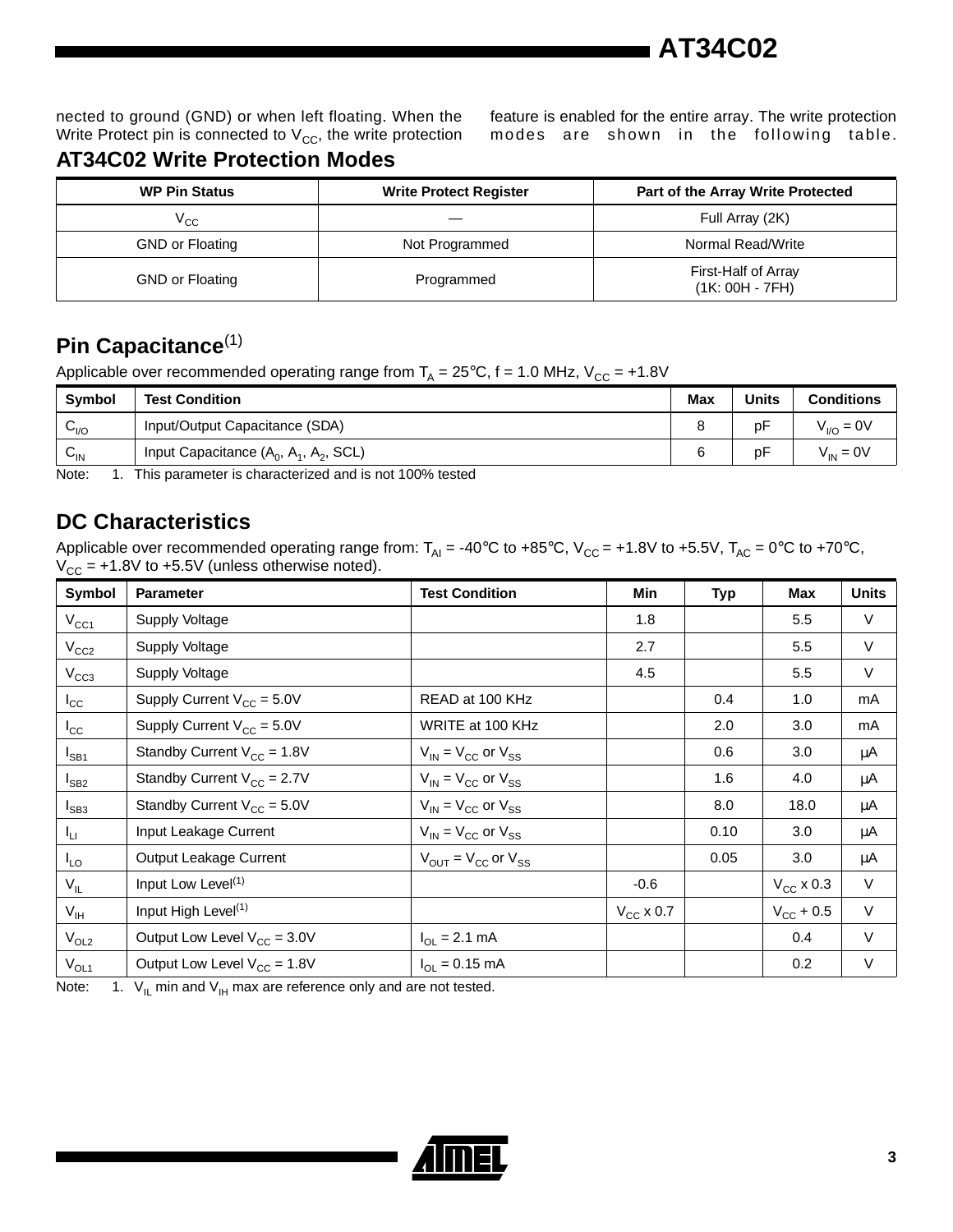nected to ground (GND) or when left floating. When the Write Protect pin is connected to $V_{CC}$, the write protection feature is enabled for the entire array. The write protection modes are shown in the following table.

## AT34C02 Write Protection Modes

| WP Pin Status | Write Protect Register | Part of the Array Write Protected |
|---|---|---|
| $V_{CC}$ | — | Full Array (2K) |
| GND or Floating | Not Programmed | Normal Read/Write |
| GND or Floating | Programmed | First-Half of Array (1K: 00H - 7FH) |

## Pin Capacitance[1]

Applicable over recommended operating range from $T_A$ = 25°C, f = 1.0 MHz, $V_{CC}$ = +1.8V

| Symbol | Test Condition | Max | Units | Conditions |
|---|---|---|---|---|
| $C_{I/O}$ | Input/Output Capacitance (SDA) | 8 | pF | $V_{I/O}$ = 0V |
| $C_{IN}$ | Input Capacitance ($A_0$, $A_1$, $A_2$, SCL) | 6 | pF | $V_{IN}$ = 0V |

Note: 1. This parameter is characterized and is not 100% tested

## DC Characteristics

Applicable over recommended operating range from: $T_{AI}$ = -40°C to +85°C, $V_{CC}$ = +1.8V to +5.5V, $T_{AC}$ = 0°C to +70°C, $V_{CC}$ = +1.8V to +5.5V (unless otherwise noted).

| Symbol | Parameter | Test Condition | Min | Typ | Max | Units |
|---|---|---|---|---|---|---|
| $V_{CC1}$ | Supply Voltage | | 1.8 | | 5.5 | V |
| $V_{CC2}$ | Supply Voltage | | 2.7 | | 5.5 | V |
| $V_{CC3}$ | Supply Voltage | | 4.5 | | 5.5 | V |
| $I_{CC}$ | Supply Current $V_{CC}$ = 5.0V | READ at 100 KHz | | 0.4 | 1.0 | mA |
| $I_{CC}$ | Supply Current $V_{CC}$ = 5.0V | WRITE at 100 KHz | | 2.0 | 3.0 | mA |
| $I_{SB1}$ | Standby Current $V_{CC}$ = 1.8V | $V_{IN}$ = $V_{CC}$ or $V_{SS}$ | | 0.6 | 3.0 | µA |
| $I_{SB2}$ | Standby Current $V_{CC}$ = 2.7V | $V_{IN}$ = $V_{CC}$ or $V_{SS}$ | | 1.6 | 4.0 | µA |
| $I_{SB3}$ | Standby Current $V_{CC}$ = 5.0V | $V_{IN}$ = $V_{CC}$ or $V_{SS}$ | | 8.0 | 18.0 | µA |
| $I_{LI}$ | Input Leakage Current | $V_{IN}$ = $V_{CC}$ or $V_{SS}$ | | 0.10 | 3.0 | µA |
| $I_{LO}$ | Output Leakage Current | $V_{OUT}$ = $V_{CC}$ or $V_{SS}$ | | 0.05 | 3.0 | µA |
| $V_{IL}$ | Input Low Level[1] | | -0.6 | | $V_{CC}$ x 0.3 | V |
| $V_{IH}$ | Input High Level[1] | | $V_{CC}$ x 0.7 | | $V_{CC}$ + 0.5 | V |
| $V_{OL2}$ | Output Low Level $V_{CC}$ = 3.0V | $I_{OL}$ = 2.1 mA | | | 0.4 | V |
| $V_{OL1}$ | Output Low Level $V_{CC}$ = 1.8V | $I_{OL}$ = 0.15 mA | | | 0.2 | V |

Note: 1. $V_{IL}$ min and $V_{IH}$ max are reference only and are not tested.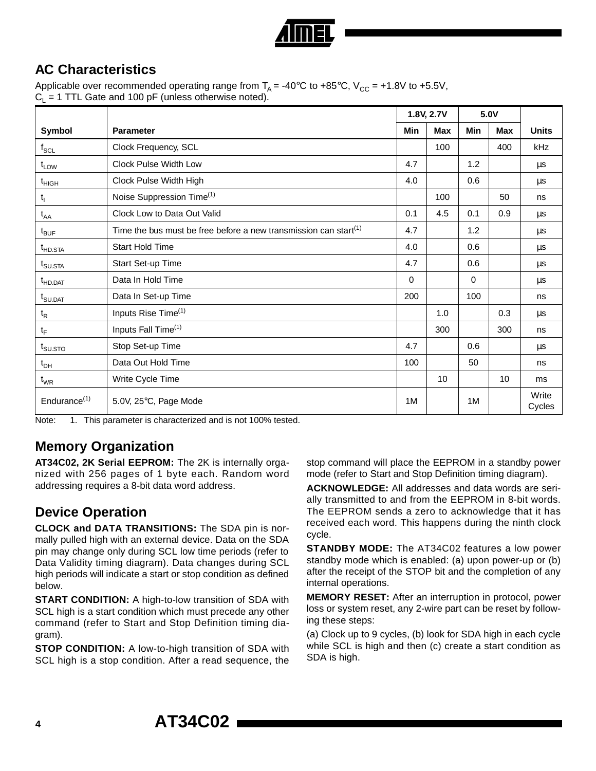## AC Characteristics

Applicable over recommended operating range from $T_A$ = -40°C to +85°C, $V_{CC}$ = +1.8V to +5.5V, $C_L$ = 1 TTL Gate and 100 pF (unless otherwise noted).

| | | 1.8V, 2.7V | | 5.0V | | |
|---|---|---|---|---|---|---|
| **Symbol** | **Parameter** | **Min** | **Max** | **Min** | **Max** | **Units** |
| $f_{SCL}$ | Clock Frequency, SCL | | 100 | | 400 | kHz |
| $t_{LOW}$ | Clock Pulse Width Low | 4.7 | | 1.2 | | µs |
| $t_{HIGH}$ | Clock Pulse Width High | 4.0 | | 0.6 | | µs |
| $t_I$ | Noise Suppression Time[1] | | 100 | | 50 | ns |
| $t_{AA}$ | Clock Low to Data Out Valid | 0.1 | 4.5 | 0.1 | 0.9 | µs |
| $t_{BUF}$ | Time the bus must be free before a new transmission can start[1] | 4.7 | | 1.2 | | µs |
| $t_{HD.STA}$ | Start Hold Time | 4.0 | | 0.6 | | µs |
| $t_{SU.STA}$ | Start Set-up Time | 4.7 | | 0.6 | | µs |
| $t_{HD.DAT}$ | Data In Hold Time | 0 | | 0 | | µs |
| $t_{SU.DAT}$ | Data In Set-up Time | 200 | | 100 | | ns |
| $t_R$ | Inputs Rise Time[1] | | 1.0 | | 0.3 | µs |
| $t_F$ | Inputs Fall Time[1] | | 300 | | 300 | ns |
| $t_{SU.STO}$ | Stop Set-up Time | 4.7 | | 0.6 | | µs |
| $t_{DH}$ | Data Out Hold Time | 100 | | 50 | | ns |
| $t_{WR}$ | Write Cycle Time | | 10 | | 10 | ms |
| Endurance[1] | 5.0V, 25°C, Page Mode | 1M | | 1M | | Write Cycles |

Note: 1. This parameter is characterized and is not 100% tested.

## Memory Organization

**AT34C02, 2K Serial EEPROM:** The 2K is internally organized with 256 pages of 1 byte each. Random word addressing requires a 8-bit data word address.

## Device Operation

**CLOCK and DATA TRANSITIONS:** The SDA pin is normally pulled high with an external device. Data on the SDA pin may change only during SCL low time periods (refer to Data Validity timing diagram). Data changes during SCL high periods will indicate a start or stop condition as defined below.

**START CONDITION:** A high-to-low transition of SDA with SCL high is a start condition which must precede any other command (refer to Start and Stop Definition timing diagram).

**STOP CONDITION:** A low-to-high transition of SDA with SCL high is a stop condition. After a read sequence, the stop command will place the EEPROM in a standby power mode (refer to Start and Stop Definition timing diagram).

**ACKNOWLEDGE:** All addresses and data words are serially transmitted to and from the EEPROM in 8-bit words. The EEPROM sends a zero to acknowledge that it has received each word. This happens during the ninth clock cycle.

**STANDBY MODE:** The AT34C02 features a low power standby mode which is enabled: (a) upon power-up or (b) after the receipt of the STOP bit and the completion of any internal operations.

**MEMORY RESET:** After an interruption in protocol, power loss or system reset, any 2-wire part can be reset by following these steps:

(a) Clock up to 9 cycles, (b) look for SDA high in each cycle while SCL is high and then (c) create a start condition as SDA is high.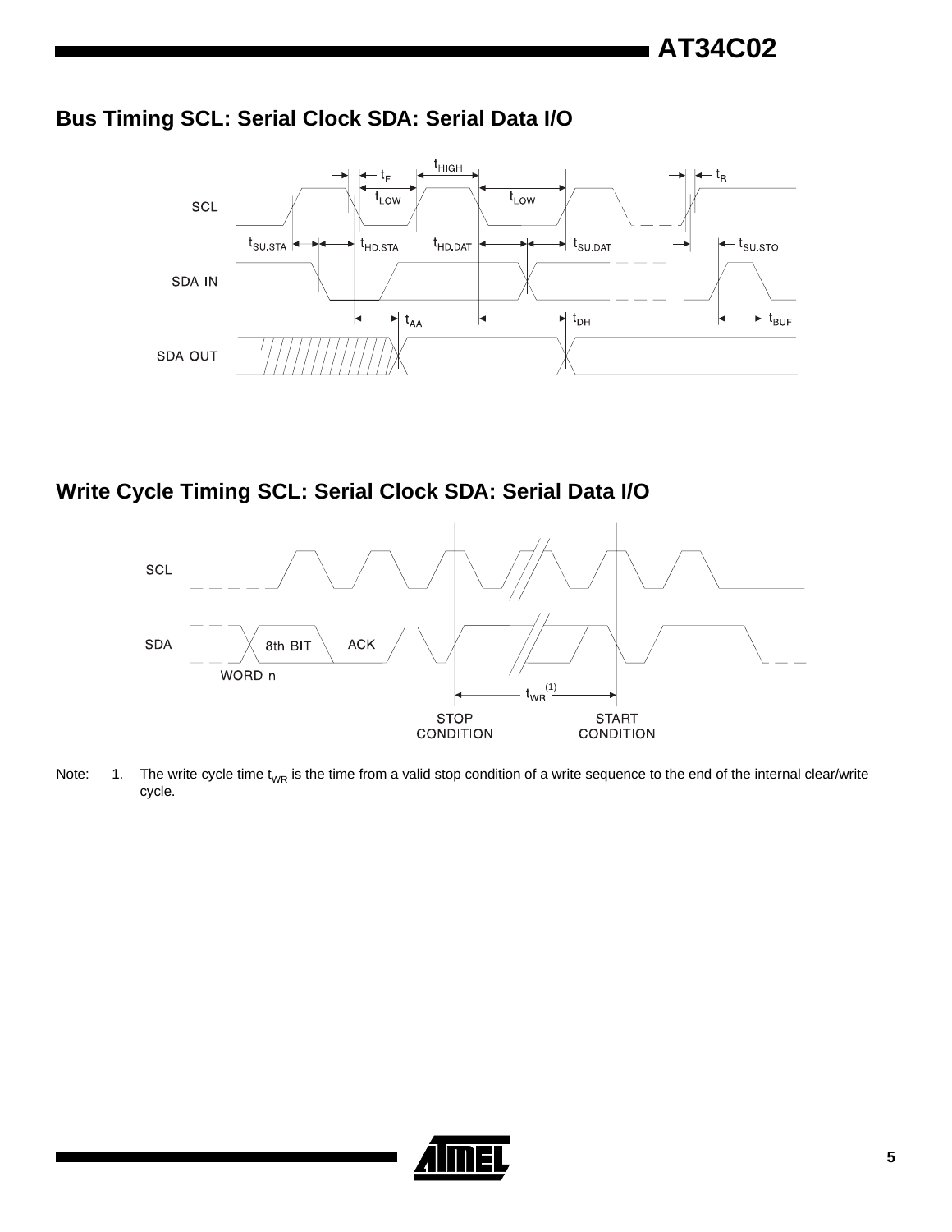## Bus Timing SCL: Serial Clock SDA: Serial Data I/O

## Write Cycle Timing SCL: Serial Clock SDA: Serial Data I/O

Note: 1. The write cycle time $t_{WR}$ is the time from a valid stop condition of a write sequence to the end of the internal clear/write cycle.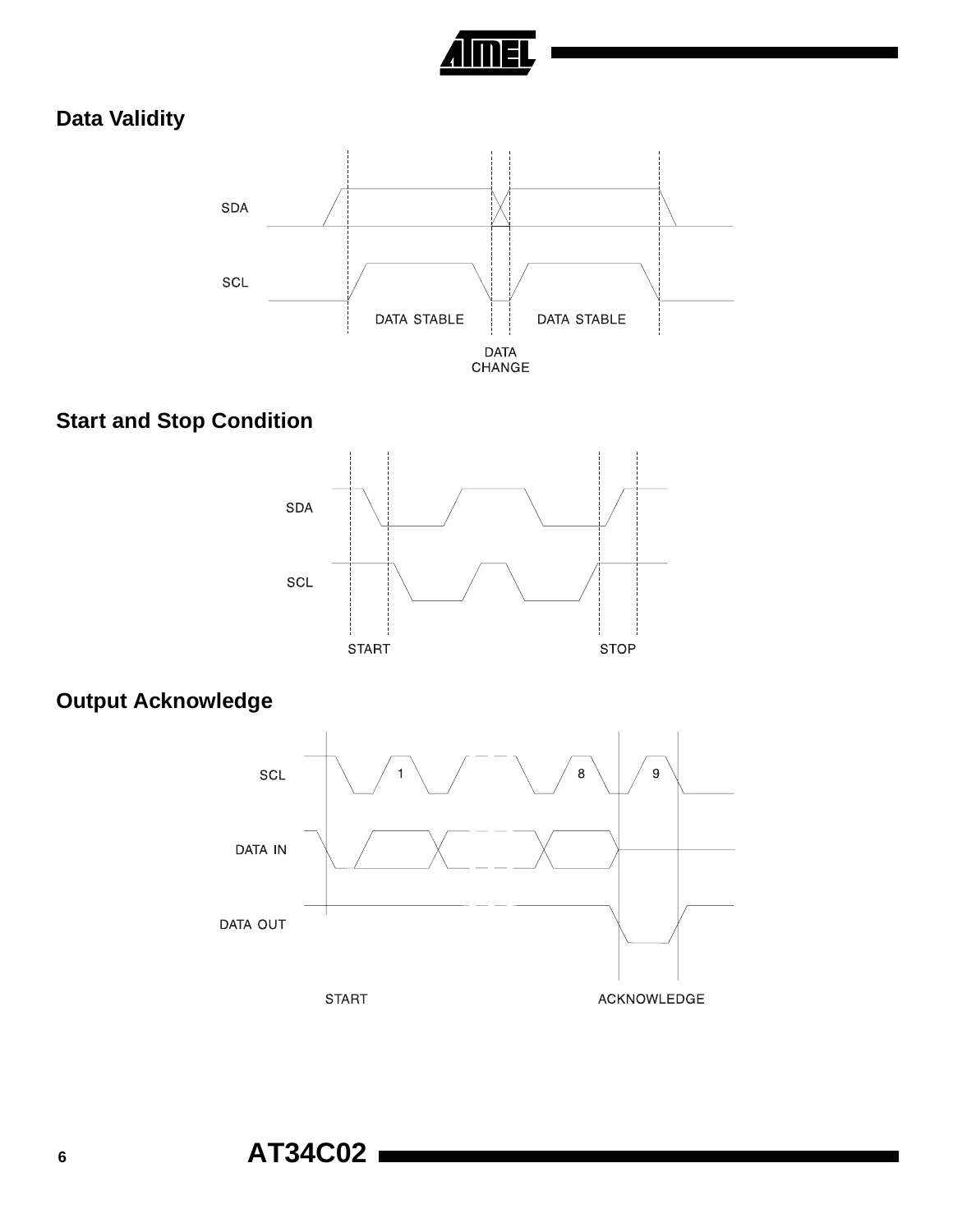## Data Validity

SDA

SCL

DATA STABLE

DATA STABLE

DATA CHANGE

## Start and Stop Condition

SDA

SCL

START

STOP

## Output Acknowledge

SCL

DATA IN

DATA OUT

1

8

9

START

ACKNOWLEDGE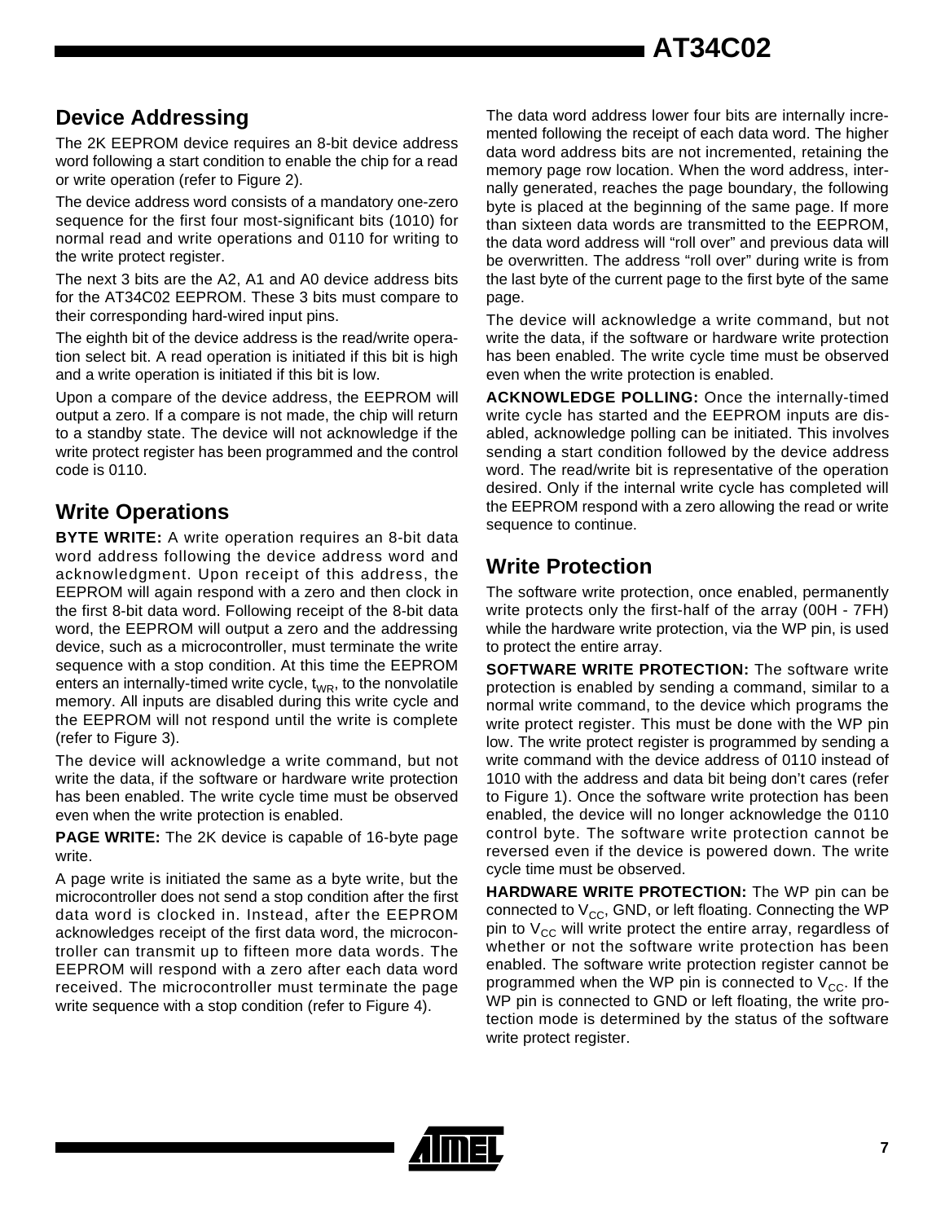## Device Addressing

The 2K EEPROM device requires an 8-bit device address word following a start condition to enable the chip for a read or write operation (refer to Figure 2).

The device address word consists of a mandatory one-zero sequence for the first four most-significant bits (1010) for normal read and write operations and 0110 for writing to the write protect register.

The next 3 bits are the A2, A1 and A0 device address bits for the AT34C02 EEPROM. These 3 bits must compare to their corresponding hard-wired input pins.

The eighth bit of the device address is the read/write operation select bit. A read operation is initiated if this bit is high and a write operation is initiated if this bit is low.

Upon a compare of the device address, the EEPROM will output a zero. If a compare is not made, the chip will return to a standby state. The device will not acknowledge if the write protect register has been programmed and the control code is 0110.

## Write Operations

**BYTE WRITE:** A write operation requires an 8-bit data word address following the device address word and acknowledgment. Upon receipt of this address, the EEPROM will again respond with a zero and then clock in the first 8-bit data word. Following receipt of the 8-bit data word, the EEPROM will output a zero and the addressing device, such as a microcontroller, must terminate the write sequence with a stop condition. At this time the EEPROM enters an internally-timed write cycle, $t_{WR}$, to the nonvolatile memory. All inputs are disabled during this write cycle and the EEPROM will not respond until the write is complete (refer to Figure 3).

The device will acknowledge a write command, but not write the data, if the software or hardware write protection has been enabled. The write cycle time must be observed even when the write protection is enabled.

**PAGE WRITE:** The 2K device is capable of 16-byte page write.

A page write is initiated the same as a byte write, but the microcontroller does not send a stop condition after the first data word is clocked in. Instead, after the EEPROM acknowledges receipt of the first data word, the microcontroller can transmit up to fifteen more data words. The EEPROM will respond with a zero after each data word received. The microcontroller must terminate the page write sequence with a stop condition (refer to Figure 4).

The data word address lower four bits are internally incremented following the receipt of each data word. The higher data word address bits are not incremented, retaining the memory page row location. When the word address, internally generated, reaches the page boundary, the following byte is placed at the beginning of the same page. If more than sixteen data words are transmitted to the EEPROM, the data word address will "roll over" and previous data will be overwritten. The address "roll over" during write is from the last byte of the current page to the first byte of the same page.

The device will acknowledge a write command, but not write the data, if the software or hardware write protection has been enabled. The write cycle time must be observed even when the write protection is enabled.

**ACKNOWLEDGE POLLING:** Once the internally-timed write cycle has started and the EEPROM inputs are disabled, acknowledge polling can be initiated. This involves sending a start condition followed by the device address word. The read/write bit is representative of the operation desired. Only if the internal write cycle has completed will the EEPROM respond with a zero allowing the read or write sequence to continue.

## Write Protection

The software write protection, once enabled, permanently write protects only the first-half of the array (00H - 7FH) while the hardware write protection, via the WP pin, is used to protect the entire array.

**SOFTWARE WRITE PROTECTION:** The software write protection is enabled by sending a command, similar to a normal write command, to the device which programs the write protect register. This must be done with the WP pin low. The write protect register is programmed by sending a write command with the device address of 0110 instead of 1010 with the address and data bit being don't cares (refer to Figure 1). Once the software write protection has been enabled, the device will no longer acknowledge the 0110 control byte. The software write protection cannot be reversed even if the device is powered down. The write cycle time must be observed.

**HARDWARE WRITE PROTECTION:** The WP pin can be connected to $V_{CC}$, GND, or left floating. Connecting the WP pin to $V_{CC}$ will write protect the entire array, regardless of whether or not the software write protection has been enabled. The software write protection register cannot be programmed when the WP pin is connected to $V_{CC}$. If the WP pin is connected to GND or left floating, the write protection mode is determined by the status of the software write protect register.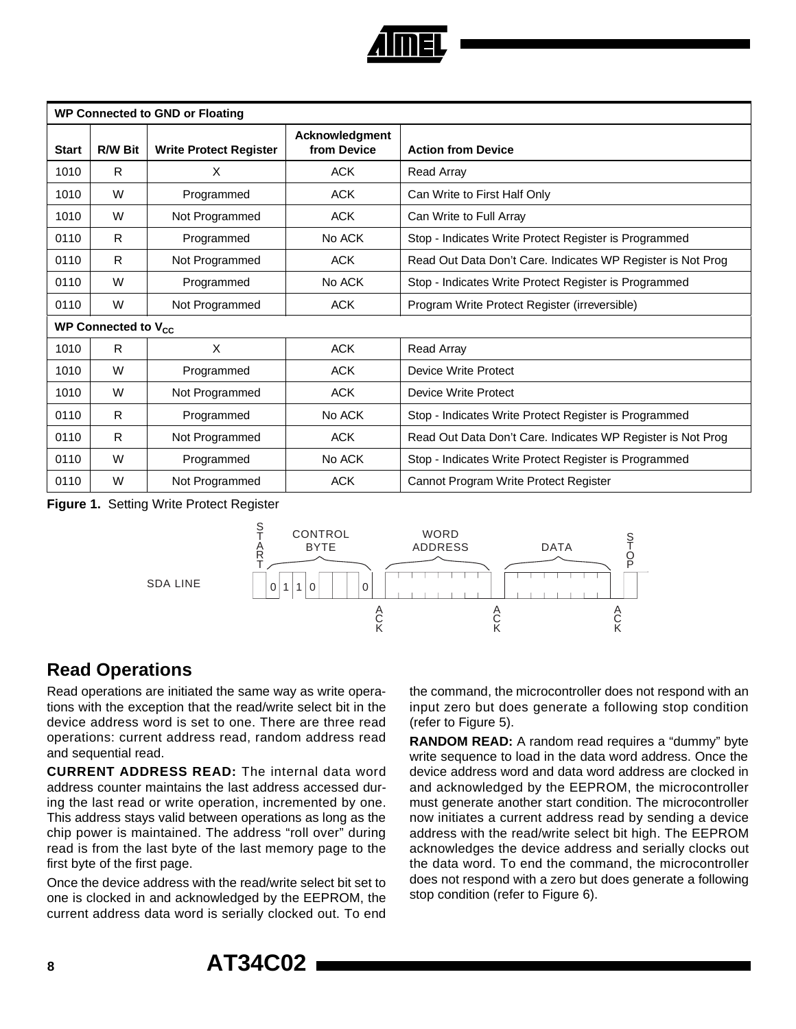| Start | R/W Bit | Write Protect Register | Acknowledgment from Device | Action from Device |
|---|---|---|---|---|
| **WP Connected to GND or Floating** | | | | |
| 1010 | R | X | ACK | Read Array |
| 1010 | W | Programmed | ACK | Can Write to First Half Only |
| 1010 | W | Not Programmed | ACK | Can Write to Full Array |
| 0110 | R | Programmed | No ACK | Stop - Indicates Write Protect Register is Programmed |
| 0110 | R | Not Programmed | ACK | Read Out Data Don't Care. Indicates WP Register is Not Prog |
| 0110 | W | Programmed | No ACK | Stop - Indicates Write Protect Register is Programmed |
| 0110 | W | Not Programmed | ACK | Program Write Protect Register (irreversible) |
| **WP Connected to $V_{CC}$** | | | | |
| 1010 | R | X | ACK | Read Array |
| 1010 | W | Programmed | ACK | Device Write Protect |
| 1010 | W | Not Programmed | ACK | Device Write Protect |
| 0110 | R | Programmed | No ACK | Stop - Indicates Write Protect Register is Programmed |
| 0110 | R | Not Programmed | ACK | Read Out Data Don't Care. Indicates WP Register is Not Prog |
| 0110 | W | Programmed | No ACK | Stop - Indicates Write Protect Register is Programmed |
| 0110 | W | Not Programmed | ACK | Cannot Program Write Protect Register |

**Figure 1.** Setting Write Protect Register

SDA LINE — START, CONTROL BYTE (0 1 1 0 … 0), ACK, WORD ADDRESS, ACK, DATA, ACK, STOP

## Read Operations

Read operations are initiated the same way as write operations with the exception that the read/write select bit in the device address word is set to one. There are three read operations: current address read, random address read and sequential read.

**CURRENT ADDRESS READ:** The internal data word address counter maintains the last address accessed during the last read or write operation, incremented by one. This address stays valid between operations as long as the chip power is maintained. The address "roll over" during read is from the last byte of the last memory page to the first byte of the first page.

Once the device address with the read/write select bit set to one is clocked in and acknowledged by the EEPROM, the current address data word is serially clocked out. To end the command, the microcontroller does not respond with an input zero but does generate a following stop condition (refer to Figure 5).

**RANDOM READ:** A random read requires a "dummy" byte write sequence to load in the data word address. Once the device address word and data word address are clocked in and acknowledged by the EEPROM, the microcontroller must generate another start condition. The microcontroller now initiates a current address read by sending a device address with the read/write select bit high. The EEPROM acknowledges the device address and serially clocks out the data word. To end the command, the microcontroller does not respond with a zero but does generate a following stop condition (refer to Figure 6).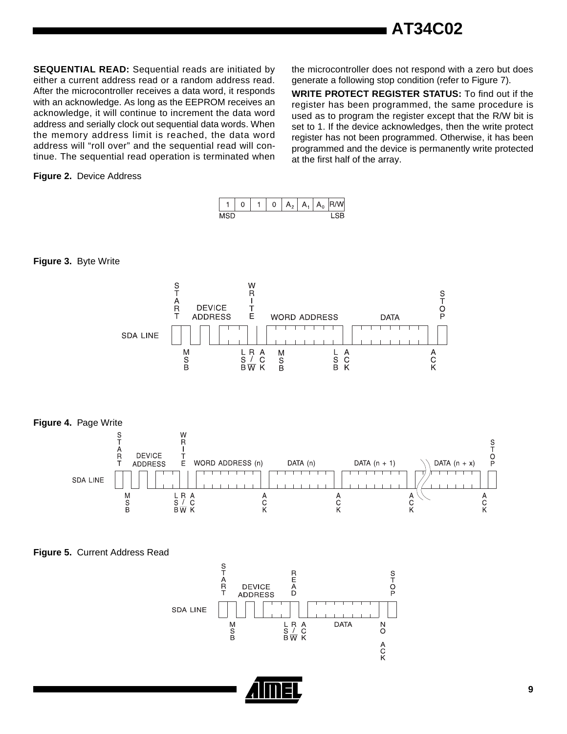**SEQUENTIAL READ:** Sequential reads are initiated by either a current address read or a random address read. After the microcontroller receives a data word, it responds with an acknowledge. As long as the EEPROM receives an acknowledge, it will continue to increment the data word address and serially clock out sequential data words. When the memory address limit is reached, the data word address will "roll over" and the sequential read will continue. The sequential read operation is terminated when the microcontroller does not respond with a zero but does generate a following stop condition (refer to Figure 7).

**WRITE PROTECT REGISTER STATUS:** To find out if the register has been programmed, the same procedure is used as to program the register except that the R/W bit is set to 1. If the device acknowledges, then the write protect register has not been programmed. Otherwise, it has been programmed and the device is permanently write protected at the first half of the array.

**Figure 2.** Device Address

| 1 | 0 | 1 | 0 | $A_2$ | $A_1$ | $A_0$ | R/W |
|---|---|---|---|---|---|---|---|
| MSD | | | | | | | LSB |

**Figure 3.** Byte Write

**Figure 4.** Page Write

**Figure 5.** Current Address Read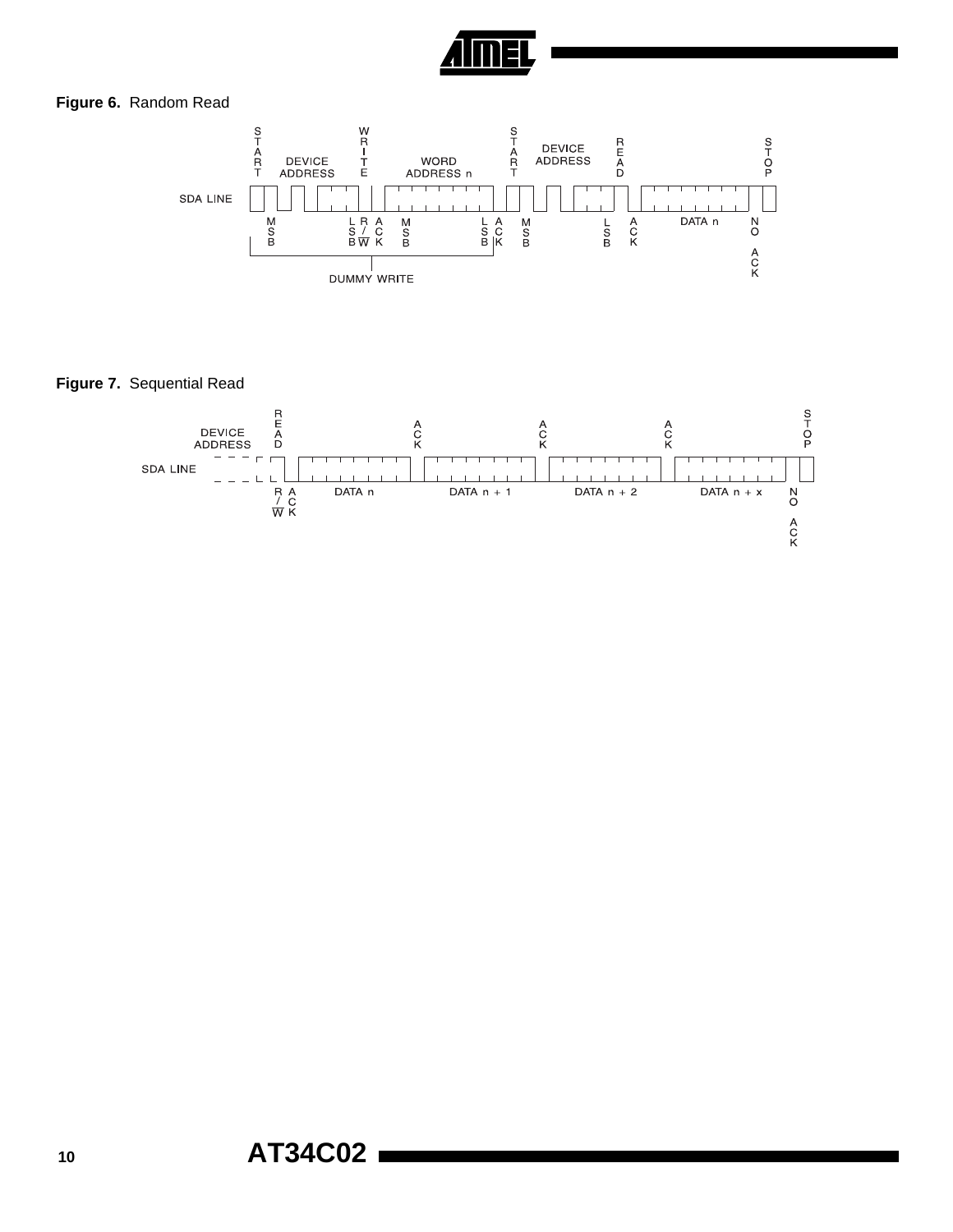**Figure 6.** Random Read

**Figure 7.** Sequential Read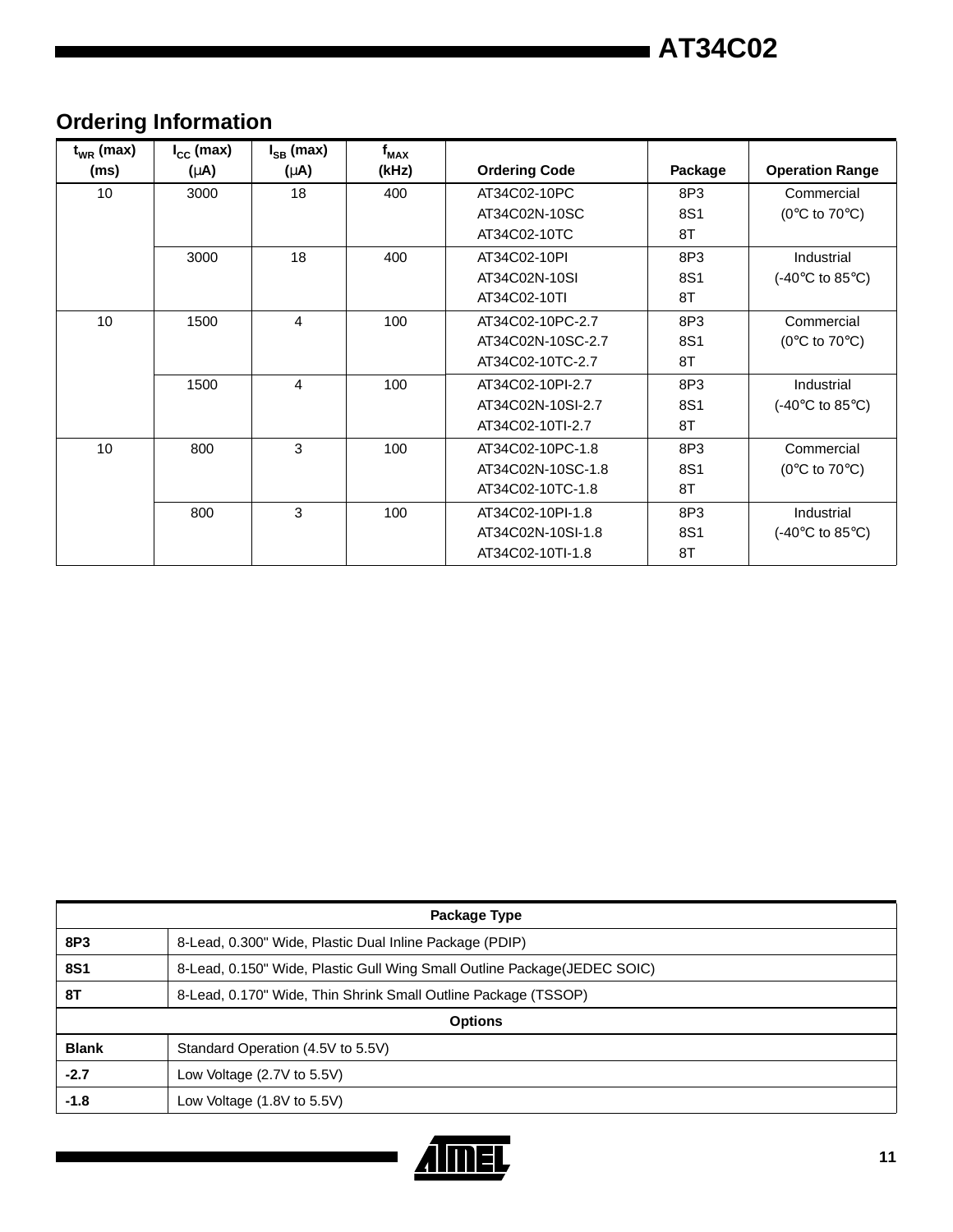## Ordering Information

| $t_{WR}$ (max) (ms) | $I_{CC}$ (max) (µA) | $I_{SB}$ (max) (µA) | $f_{MAX}$ (kHz) | Ordering Code | Package | Operation Range |
|---|---|---|---|---|---|---|
| 10 | 3000 | 18 | 400 | AT34C02-10PC<br>AT34C02N-10SC<br>AT34C02-10TC | 8P3<br>8S1<br>8T | Commercial<br>(0°C to 70°C) |
| | 3000 | 18 | 400 | AT34C02-10PI<br>AT34C02N-10SI<br>AT34C02-10TI | 8P3<br>8S1<br>8T | Industrial<br>(-40°C to 85°C) |
| 10 | 1500 | 4 | 100 | AT34C02-10PC-2.7<br>AT34C02N-10SC-2.7<br>AT34C02-10TC-2.7 | 8P3<br>8S1<br>8T | Commercial<br>(0°C to 70°C) |
| | 1500 | 4 | 100 | AT34C02-10PI-2.7<br>AT34C02N-10SI-2.7<br>AT34C02-10TI-2.7 | 8P3<br>8S1<br>8T | Industrial<br>(-40°C to 85°C) |
| 10 | 800 | 3 | 100 | AT34C02-10PC-1.8<br>AT34C02N-10SC-1.8<br>AT34C02-10TC-1.8 | 8P3<br>8S1<br>8T | Commercial<br>(0°C to 70°C) |
| | 800 | 3 | 100 | AT34C02-10PI-1.8<br>AT34C02N-10SI-1.8<br>AT34C02-10TI-1.8 | 8P3<br>8S1<br>8T | Industrial<br>(-40°C to 85°C) |

| Package Type | |
|---|---|
| **8P3** | 8-Lead, 0.300" Wide, Plastic Dual Inline Package (PDIP) |
| **8S1** | 8-Lead, 0.150" Wide, Plastic Gull Wing Small Outline Package(JEDEC SOIC) |
| **8T** | 8-Lead, 0.170" Wide, Thin Shrink Small Outline Package (TSSOP) |
| **Options** | |
| **Blank** | Standard Operation (4.5V to 5.5V) |
| **-2.7** | Low Voltage (2.7V to 5.5V) |
| **-1.8** | Low Voltage (1.8V to 5.5V) |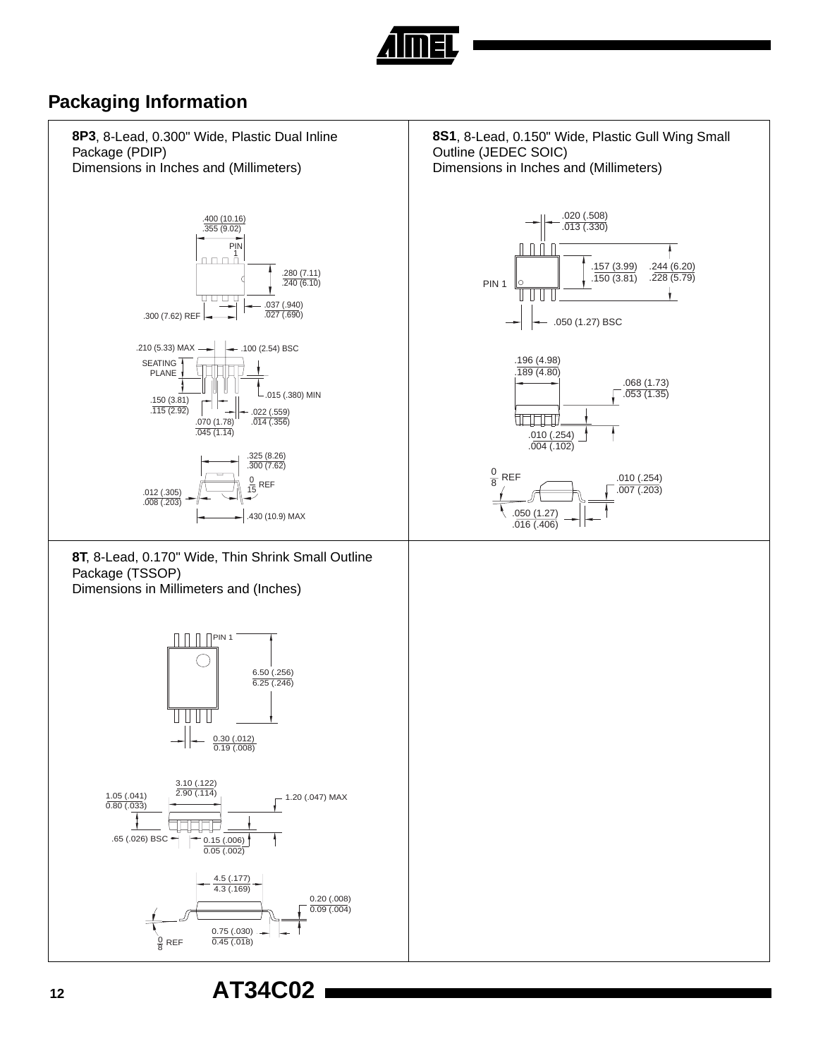# Packaging Information

**8P3**, 8-Lead, 0.300" Wide, Plastic Dual Inline Package (PDIP)
Dimensions in Inches and (Millimeters)

.400 (10.16)
.355 (9.02)
PIN 1
.280 (7.11)
.240 (6.10)
.037 (.940)
.027 (.690)
.300 (7.62) REF
.210 (5.33) MAX
.100 (2.54) BSC
SEATING PLANE
.015 (.380) MIN
.150 (3.81)
.115 (2.92)
.022 (.559)
.014 (.356)
.070 (1.78)
.045 (1.14)
.325 (8.26)
.300 (7.62)
0
15 REF
.012 (.305)
.008 (.203)
.430 (10.9) MAX

**8S1**, 8-Lead, 0.150" Wide, Plastic Gull Wing Small Outline (JEDEC SOIC)
Dimensions in Inches and (Millimeters)

.020 (.508)
.013 (.330)
.157 (3.99)
.150 (3.81)
.244 (6.20)
.228 (5.79)
PIN 1
.050 (1.27) BSC
.196 (4.98)
.189 (4.80)
.068 (1.73)
.053 (1.35)
.010 (.254)
.004 (.102)
0
8 REF
.010 (.254)
.007 (.203)
.050 (1.27)
.016 (.406)

**8T**, 8-Lead, 0.170" Wide, Thin Shrink Small Outline Package (TSSOP)
Dimensions in Millimeters and (Inches)

PIN 1
6.50 (.256)
6.25 (.246)
0.30 (.012)
0.19 (.008)
3.10 (.122)
2.90 (.114)
1.05 (.041)
0.80 (.033)
1.20 (.047) MAX
.65 (.026) BSC
0.15 (.006)
0.05 (.002)
4.5 (.177)
4.3 (.169)
0.20 (.008)
0.09 (.004)
0.75 (.030)
0.45 (.018)
0
8 REF